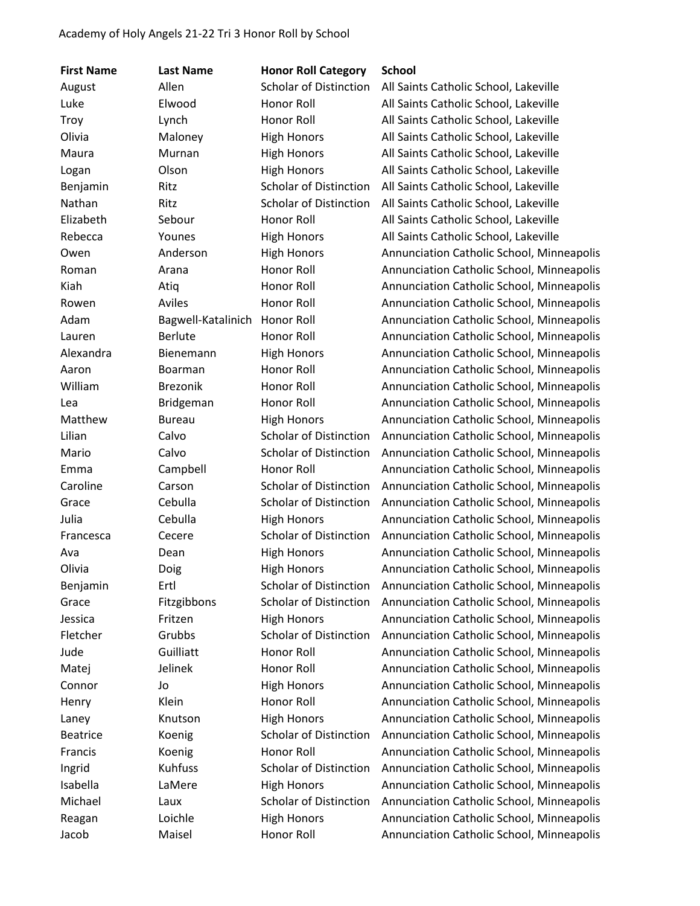Academy of Holy Angels 21-22 Tri 3 Honor Roll by School

| First Name | Last Name | Honor Roll Category | School |
|---|---|---|---|
| August | Allen | Scholar of Distinction | All Saints Catholic School, Lakeville |
| Luke | Elwood | Honor Roll | All Saints Catholic School, Lakeville |
| Troy | Lynch | Honor Roll | All Saints Catholic School, Lakeville |
| Olivia | Maloney | High Honors | All Saints Catholic School, Lakeville |
| Maura | Murnan | High Honors | All Saints Catholic School, Lakeville |
| Logan | Olson | High Honors | All Saints Catholic School, Lakeville |
| Benjamin | Ritz | Scholar of Distinction | All Saints Catholic School, Lakeville |
| Nathan | Ritz | Scholar of Distinction | All Saints Catholic School, Lakeville |
| Elizabeth | Sebour | Honor Roll | All Saints Catholic School, Lakeville |
| Rebecca | Younes | High Honors | All Saints Catholic School, Lakeville |
| Owen | Anderson | High Honors | Annunciation Catholic School, Minneapolis |
| Roman | Arana | Honor Roll | Annunciation Catholic School, Minneapolis |
| Kiah | Atiq | Honor Roll | Annunciation Catholic School, Minneapolis |
| Rowen | Aviles | Honor Roll | Annunciation Catholic School, Minneapolis |
| Adam | Bagwell-Katalinich | Honor Roll | Annunciation Catholic School, Minneapolis |
| Lauren | Berlute | Honor Roll | Annunciation Catholic School, Minneapolis |
| Alexandra | Bienemann | High Honors | Annunciation Catholic School, Minneapolis |
| Aaron | Boarman | Honor Roll | Annunciation Catholic School, Minneapolis |
| William | Brezonik | Honor Roll | Annunciation Catholic School, Minneapolis |
| Lea | Bridgeman | Honor Roll | Annunciation Catholic School, Minneapolis |
| Matthew | Bureau | High Honors | Annunciation Catholic School, Minneapolis |
| Lilian | Calvo | Scholar of Distinction | Annunciation Catholic School, Minneapolis |
| Mario | Calvo | Scholar of Distinction | Annunciation Catholic School, Minneapolis |
| Emma | Campbell | Honor Roll | Annunciation Catholic School, Minneapolis |
| Caroline | Carson | Scholar of Distinction | Annunciation Catholic School, Minneapolis |
| Grace | Cebulla | Scholar of Distinction | Annunciation Catholic School, Minneapolis |
| Julia | Cebulla | High Honors | Annunciation Catholic School, Minneapolis |
| Francesca | Cecere | Scholar of Distinction | Annunciation Catholic School, Minneapolis |
| Ava | Dean | High Honors | Annunciation Catholic School, Minneapolis |
| Olivia | Doig | High Honors | Annunciation Catholic School, Minneapolis |
| Benjamin | Ertl | Scholar of Distinction | Annunciation Catholic School, Minneapolis |
| Grace | Fitzgibbons | Scholar of Distinction | Annunciation Catholic School, Minneapolis |
| Jessica | Fritzen | High Honors | Annunciation Catholic School, Minneapolis |
| Fletcher | Grubbs | Scholar of Distinction | Annunciation Catholic School, Minneapolis |
| Jude | Guilliatt | Honor Roll | Annunciation Catholic School, Minneapolis |
| Matej | Jelinek | Honor Roll | Annunciation Catholic School, Minneapolis |
| Connor | Jo | High Honors | Annunciation Catholic School, Minneapolis |
| Henry | Klein | Honor Roll | Annunciation Catholic School, Minneapolis |
| Laney | Knutson | High Honors | Annunciation Catholic School, Minneapolis |
| Beatrice | Koenig | Scholar of Distinction | Annunciation Catholic School, Minneapolis |
| Francis | Koenig | Honor Roll | Annunciation Catholic School, Minneapolis |
| Ingrid | Kuhfuss | Scholar of Distinction | Annunciation Catholic School, Minneapolis |
| Isabella | LaMere | High Honors | Annunciation Catholic School, Minneapolis |
| Michael | Laux | Scholar of Distinction | Annunciation Catholic School, Minneapolis |
| Reagan | Loichle | High Honors | Annunciation Catholic School, Minneapolis |
| Jacob | Maisel | Honor Roll | Annunciation Catholic School, Minneapolis |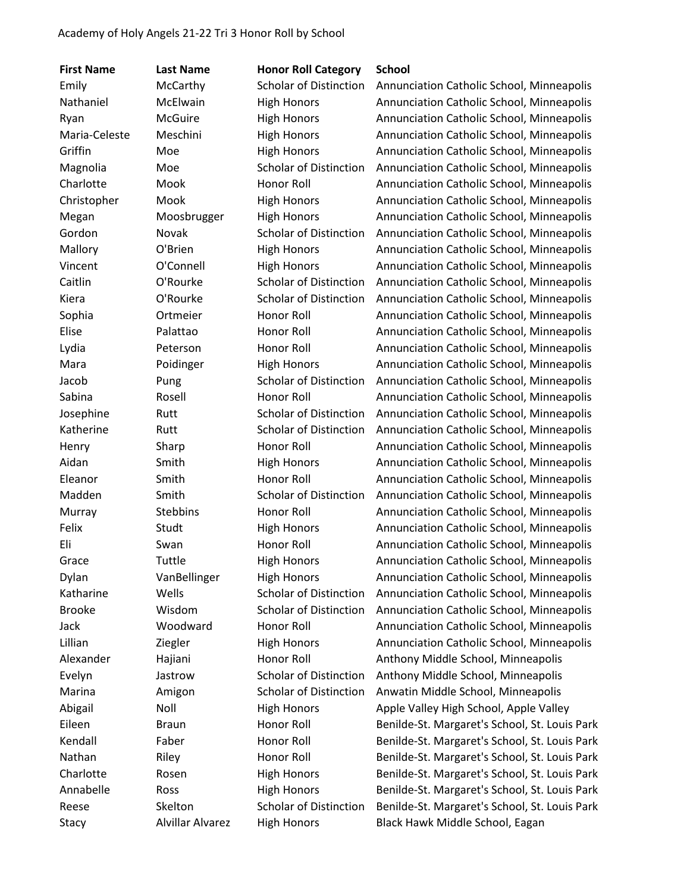Academy of Holy Angels 21-22 Tri 3 Honor Roll by School

| First Name | Last Name | Honor Roll Category | School |
|---|---|---|---|
| Emily | McCarthy | Scholar of Distinction | Annunciation Catholic School, Minneapolis |
| Nathaniel | McElwain | High Honors | Annunciation Catholic School, Minneapolis |
| Ryan | McGuire | High Honors | Annunciation Catholic School, Minneapolis |
| Maria-Celeste | Meschini | High Honors | Annunciation Catholic School, Minneapolis |
| Griffin | Moe | High Honors | Annunciation Catholic School, Minneapolis |
| Magnolia | Moe | Scholar of Distinction | Annunciation Catholic School, Minneapolis |
| Charlotte | Mook | Honor Roll | Annunciation Catholic School, Minneapolis |
| Christopher | Mook | High Honors | Annunciation Catholic School, Minneapolis |
| Megan | Moosbrugger | High Honors | Annunciation Catholic School, Minneapolis |
| Gordon | Novak | Scholar of Distinction | Annunciation Catholic School, Minneapolis |
| Mallory | O'Brien | High Honors | Annunciation Catholic School, Minneapolis |
| Vincent | O'Connell | High Honors | Annunciation Catholic School, Minneapolis |
| Caitlin | O'Rourke | Scholar of Distinction | Annunciation Catholic School, Minneapolis |
| Kiera | O'Rourke | Scholar of Distinction | Annunciation Catholic School, Minneapolis |
| Sophia | Ortmeier | Honor Roll | Annunciation Catholic School, Minneapolis |
| Elise | Palattao | Honor Roll | Annunciation Catholic School, Minneapolis |
| Lydia | Peterson | Honor Roll | Annunciation Catholic School, Minneapolis |
| Mara | Poidinger | High Honors | Annunciation Catholic School, Minneapolis |
| Jacob | Pung | Scholar of Distinction | Annunciation Catholic School, Minneapolis |
| Sabina | Rosell | Honor Roll | Annunciation Catholic School, Minneapolis |
| Josephine | Rutt | Scholar of Distinction | Annunciation Catholic School, Minneapolis |
| Katherine | Rutt | Scholar of Distinction | Annunciation Catholic School, Minneapolis |
| Henry | Sharp | Honor Roll | Annunciation Catholic School, Minneapolis |
| Aidan | Smith | High Honors | Annunciation Catholic School, Minneapolis |
| Eleanor | Smith | Honor Roll | Annunciation Catholic School, Minneapolis |
| Madden | Smith | Scholar of Distinction | Annunciation Catholic School, Minneapolis |
| Murray | Stebbins | Honor Roll | Annunciation Catholic School, Minneapolis |
| Felix | Studt | High Honors | Annunciation Catholic School, Minneapolis |
| Eli | Swan | Honor Roll | Annunciation Catholic School, Minneapolis |
| Grace | Tuttle | High Honors | Annunciation Catholic School, Minneapolis |
| Dylan | VanBellinger | High Honors | Annunciation Catholic School, Minneapolis |
| Katharine | Wells | Scholar of Distinction | Annunciation Catholic School, Minneapolis |
| Brooke | Wisdom | Scholar of Distinction | Annunciation Catholic School, Minneapolis |
| Jack | Woodward | Honor Roll | Annunciation Catholic School, Minneapolis |
| Lillian | Ziegler | High Honors | Annunciation Catholic School, Minneapolis |
| Alexander | Hajiani | Honor Roll | Anthony Middle School, Minneapolis |
| Evelyn | Jastrow | Scholar of Distinction | Anthony Middle School, Minneapolis |
| Marina | Amigon | Scholar of Distinction | Anwatin Middle School, Minneapolis |
| Abigail | Noll | High Honors | Apple Valley High School, Apple Valley |
| Eileen | Braun | Honor Roll | Benilde-St. Margaret's School, St. Louis Park |
| Kendall | Faber | Honor Roll | Benilde-St. Margaret's School, St. Louis Park |
| Nathan | Riley | Honor Roll | Benilde-St. Margaret's School, St. Louis Park |
| Charlotte | Rosen | High Honors | Benilde-St. Margaret's School, St. Louis Park |
| Annabelle | Ross | High Honors | Benilde-St. Margaret's School, St. Louis Park |
| Reese | Skelton | Scholar of Distinction | Benilde-St. Margaret's School, St. Louis Park |
| Stacy | Alvillar Alvarez | High Honors | Black Hawk Middle School, Eagan |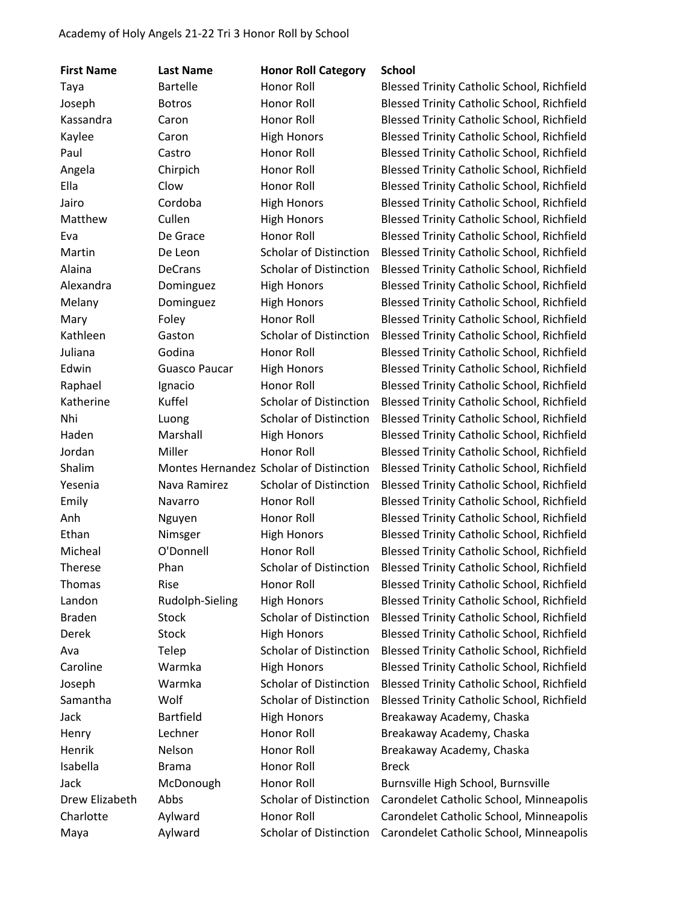Academy of Holy Angels 21-22 Tri 3 Honor Roll by School

| First Name | Last Name | Honor Roll Category | School |
|---|---|---|---|
| Taya | Bartelle | Honor Roll | Blessed Trinity Catholic School, Richfield |
| Joseph | Botros | Honor Roll | Blessed Trinity Catholic School, Richfield |
| Kassandra | Caron | Honor Roll | Blessed Trinity Catholic School, Richfield |
| Kaylee | Caron | High Honors | Blessed Trinity Catholic School, Richfield |
| Paul | Castro | Honor Roll | Blessed Trinity Catholic School, Richfield |
| Angela | Chirpich | Honor Roll | Blessed Trinity Catholic School, Richfield |
| Ella | Clow | Honor Roll | Blessed Trinity Catholic School, Richfield |
| Jairo | Cordoba | High Honors | Blessed Trinity Catholic School, Richfield |
| Matthew | Cullen | High Honors | Blessed Trinity Catholic School, Richfield |
| Eva | De Grace | Honor Roll | Blessed Trinity Catholic School, Richfield |
| Martin | De Leon | Scholar of Distinction | Blessed Trinity Catholic School, Richfield |
| Alaina | DeCrans | Scholar of Distinction | Blessed Trinity Catholic School, Richfield |
| Alexandra | Dominguez | High Honors | Blessed Trinity Catholic School, Richfield |
| Melany | Dominguez | High Honors | Blessed Trinity Catholic School, Richfield |
| Mary | Foley | Honor Roll | Blessed Trinity Catholic School, Richfield |
| Kathleen | Gaston | Scholar of Distinction | Blessed Trinity Catholic School, Richfield |
| Juliana | Godina | Honor Roll | Blessed Trinity Catholic School, Richfield |
| Edwin | Guasco Paucar | High Honors | Blessed Trinity Catholic School, Richfield |
| Raphael | Ignacio | Honor Roll | Blessed Trinity Catholic School, Richfield |
| Katherine | Kuffel | Scholar of Distinction | Blessed Trinity Catholic School, Richfield |
| Nhi | Luong | Scholar of Distinction | Blessed Trinity Catholic School, Richfield |
| Haden | Marshall | High Honors | Blessed Trinity Catholic School, Richfield |
| Jordan | Miller | Honor Roll | Blessed Trinity Catholic School, Richfield |
| Shalim | Montes Hernandez | Scholar of Distinction | Blessed Trinity Catholic School, Richfield |
| Yesenia | Nava Ramirez | Scholar of Distinction | Blessed Trinity Catholic School, Richfield |
| Emily | Navarro | Honor Roll | Blessed Trinity Catholic School, Richfield |
| Anh | Nguyen | Honor Roll | Blessed Trinity Catholic School, Richfield |
| Ethan | Nimsger | High Honors | Blessed Trinity Catholic School, Richfield |
| Micheal | O'Donnell | Honor Roll | Blessed Trinity Catholic School, Richfield |
| Therese | Phan | Scholar of Distinction | Blessed Trinity Catholic School, Richfield |
| Thomas | Rise | Honor Roll | Blessed Trinity Catholic School, Richfield |
| Landon | Rudolph-Sieling | High Honors | Blessed Trinity Catholic School, Richfield |
| Braden | Stock | Scholar of Distinction | Blessed Trinity Catholic School, Richfield |
| Derek | Stock | High Honors | Blessed Trinity Catholic School, Richfield |
| Ava | Telep | Scholar of Distinction | Blessed Trinity Catholic School, Richfield |
| Caroline | Warmka | High Honors | Blessed Trinity Catholic School, Richfield |
| Joseph | Warmka | Scholar of Distinction | Blessed Trinity Catholic School, Richfield |
| Samantha | Wolf | Scholar of Distinction | Blessed Trinity Catholic School, Richfield |
| Jack | Bartfield | High Honors | Breakaway Academy, Chaska |
| Henry | Lechner | Honor Roll | Breakaway Academy, Chaska |
| Henrik | Nelson | Honor Roll | Breakaway Academy, Chaska |
| Isabella | Brama | Honor Roll | Breck |
| Jack | McDonough | Honor Roll | Burnsville High School, Burnsville |
| Drew Elizabeth | Abbs | Scholar of Distinction | Carondelet Catholic School, Minneapolis |
| Charlotte | Aylward | Honor Roll | Carondelet Catholic School, Minneapolis |
| Maya | Aylward | Scholar of Distinction | Carondelet Catholic School, Minneapolis |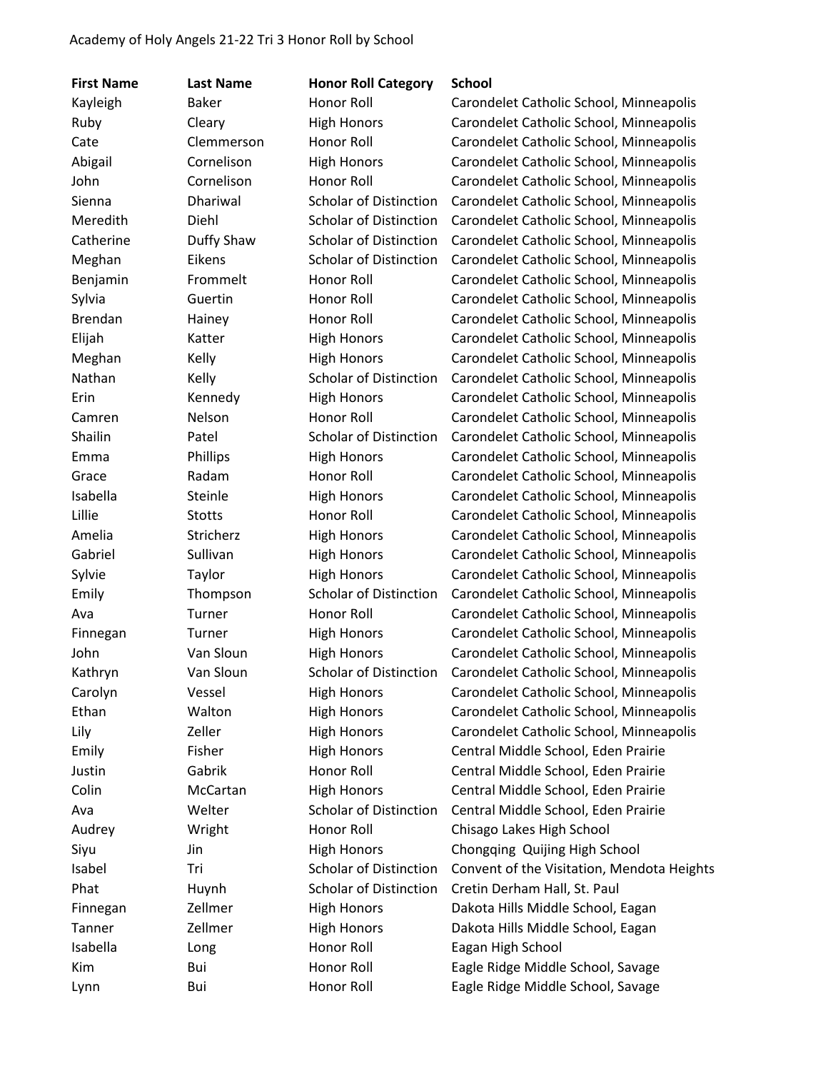Academy of Holy Angels 21-22 Tri 3 Honor Roll by School

| First Name | Last Name | Honor Roll Category | School |
| --- | --- | --- | --- |
| Kayleigh | Baker | Honor Roll | Carondelet Catholic School, Minneapolis |
| Ruby | Cleary | High Honors | Carondelet Catholic School, Minneapolis |
| Cate | Clemmerson | Honor Roll | Carondelet Catholic School, Minneapolis |
| Abigail | Cornelison | High Honors | Carondelet Catholic School, Minneapolis |
| John | Cornelison | Honor Roll | Carondelet Catholic School, Minneapolis |
| Sienna | Dhariwal | Scholar of Distinction | Carondelet Catholic School, Minneapolis |
| Meredith | Diehl | Scholar of Distinction | Carondelet Catholic School, Minneapolis |
| Catherine | Duffy Shaw | Scholar of Distinction | Carondelet Catholic School, Minneapolis |
| Meghan | Eikens | Scholar of Distinction | Carondelet Catholic School, Minneapolis |
| Benjamin | Frommelt | Honor Roll | Carondelet Catholic School, Minneapolis |
| Sylvia | Guertin | Honor Roll | Carondelet Catholic School, Minneapolis |
| Brendan | Hainey | Honor Roll | Carondelet Catholic School, Minneapolis |
| Elijah | Katter | High Honors | Carondelet Catholic School, Minneapolis |
| Meghan | Kelly | High Honors | Carondelet Catholic School, Minneapolis |
| Nathan | Kelly | Scholar of Distinction | Carondelet Catholic School, Minneapolis |
| Erin | Kennedy | High Honors | Carondelet Catholic School, Minneapolis |
| Camren | Nelson | Honor Roll | Carondelet Catholic School, Minneapolis |
| Shailin | Patel | Scholar of Distinction | Carondelet Catholic School, Minneapolis |
| Emma | Phillips | High Honors | Carondelet Catholic School, Minneapolis |
| Grace | Radam | Honor Roll | Carondelet Catholic School, Minneapolis |
| Isabella | Steinle | High Honors | Carondelet Catholic School, Minneapolis |
| Lillie | Stotts | Honor Roll | Carondelet Catholic School, Minneapolis |
| Amelia | Stricherz | High Honors | Carondelet Catholic School, Minneapolis |
| Gabriel | Sullivan | High Honors | Carondelet Catholic School, Minneapolis |
| Sylvie | Taylor | High Honors | Carondelet Catholic School, Minneapolis |
| Emily | Thompson | Scholar of Distinction | Carondelet Catholic School, Minneapolis |
| Ava | Turner | Honor Roll | Carondelet Catholic School, Minneapolis |
| Finnegan | Turner | High Honors | Carondelet Catholic School, Minneapolis |
| John | Van Sloun | High Honors | Carondelet Catholic School, Minneapolis |
| Kathryn | Van Sloun | Scholar of Distinction | Carondelet Catholic School, Minneapolis |
| Carolyn | Vessel | High Honors | Carondelet Catholic School, Minneapolis |
| Ethan | Walton | High Honors | Carondelet Catholic School, Minneapolis |
| Lily | Zeller | High Honors | Carondelet Catholic School, Minneapolis |
| Emily | Fisher | High Honors | Central Middle School, Eden Prairie |
| Justin | Gabrik | Honor Roll | Central Middle School, Eden Prairie |
| Colin | McCartan | High Honors | Central Middle School, Eden Prairie |
| Ava | Welter | Scholar of Distinction | Central Middle School, Eden Prairie |
| Audrey | Wright | Honor Roll | Chisago Lakes High School |
| Siyu | Jin | High Honors | Chongqing Quijing High School |
| Isabel | Tri | Scholar of Distinction | Convent of the Visitation, Mendota Heights |
| Phat | Huynh | Scholar of Distinction | Cretin Derham Hall, St. Paul |
| Finnegan | Zellmer | High Honors | Dakota Hills Middle School, Eagan |
| Tanner | Zellmer | High Honors | Dakota Hills Middle School, Eagan |
| Isabella | Long | Honor Roll | Eagan High School |
| Kim | Bui | Honor Roll | Eagle Ridge Middle School, Savage |
| Lynn | Bui | Honor Roll | Eagle Ridge Middle School, Savage |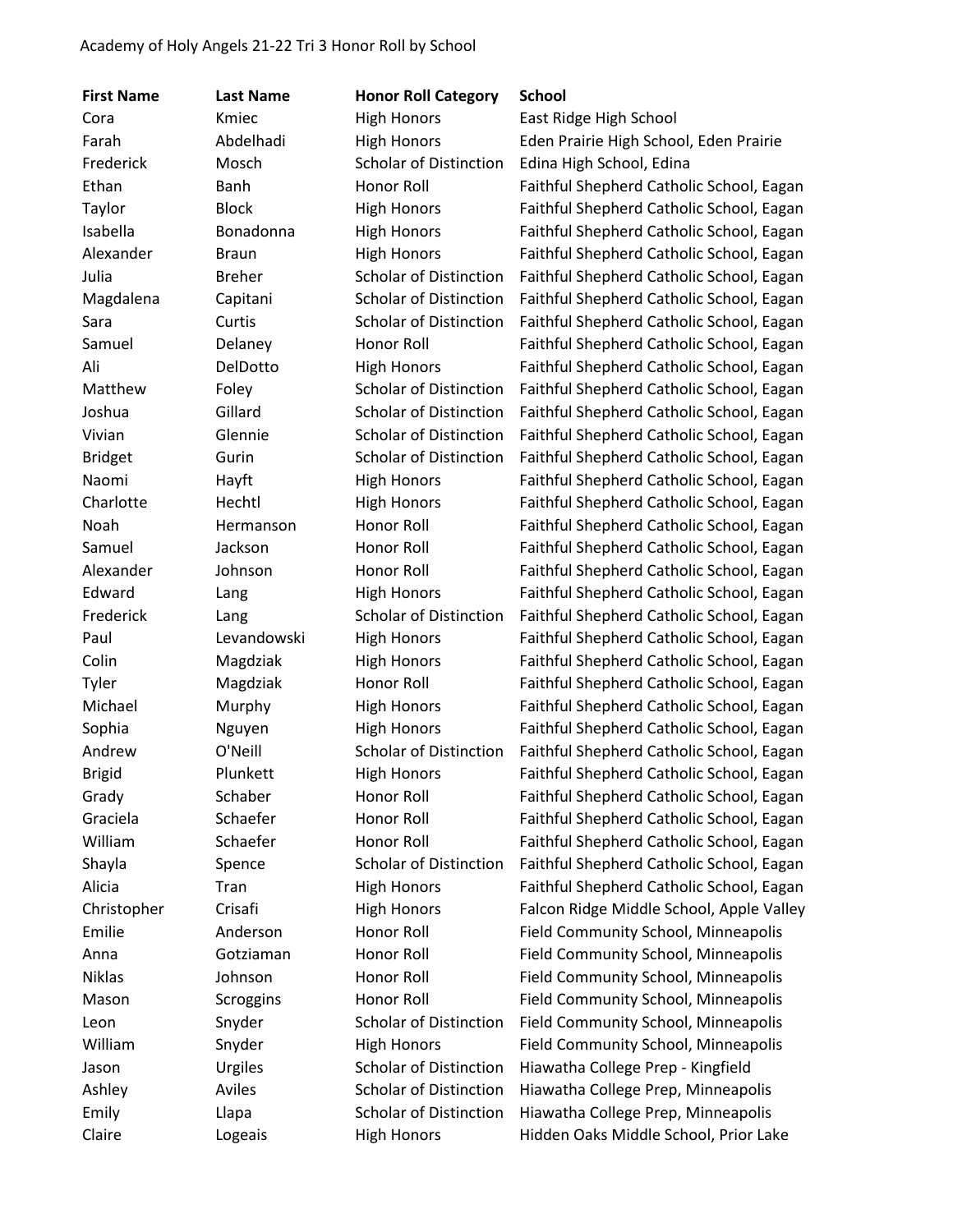Academy of Holy Angels 21-22 Tri 3 Honor Roll by School

| First Name | Last Name | Honor Roll Category | School |
|---|---|---|---|
| Cora | Kmiec | High Honors | East Ridge High School |
| Farah | Abdelhadi | High Honors | Eden Prairie High School, Eden Prairie |
| Frederick | Mosch | Scholar of Distinction | Edina High School, Edina |
| Ethan | Banh | Honor Roll | Faithful Shepherd Catholic School, Eagan |
| Taylor | Block | High Honors | Faithful Shepherd Catholic School, Eagan |
| Isabella | Bonadonna | High Honors | Faithful Shepherd Catholic School, Eagan |
| Alexander | Braun | High Honors | Faithful Shepherd Catholic School, Eagan |
| Julia | Breher | Scholar of Distinction | Faithful Shepherd Catholic School, Eagan |
| Magdalena | Capitani | Scholar of Distinction | Faithful Shepherd Catholic School, Eagan |
| Sara | Curtis | Scholar of Distinction | Faithful Shepherd Catholic School, Eagan |
| Samuel | Delaney | Honor Roll | Faithful Shepherd Catholic School, Eagan |
| Ali | DelDotto | High Honors | Faithful Shepherd Catholic School, Eagan |
| Matthew | Foley | Scholar of Distinction | Faithful Shepherd Catholic School, Eagan |
| Joshua | Gillard | Scholar of Distinction | Faithful Shepherd Catholic School, Eagan |
| Vivian | Glennie | Scholar of Distinction | Faithful Shepherd Catholic School, Eagan |
| Bridget | Gurin | Scholar of Distinction | Faithful Shepherd Catholic School, Eagan |
| Naomi | Hayft | High Honors | Faithful Shepherd Catholic School, Eagan |
| Charlotte | Hechtl | High Honors | Faithful Shepherd Catholic School, Eagan |
| Noah | Hermanson | Honor Roll | Faithful Shepherd Catholic School, Eagan |
| Samuel | Jackson | Honor Roll | Faithful Shepherd Catholic School, Eagan |
| Alexander | Johnson | Honor Roll | Faithful Shepherd Catholic School, Eagan |
| Edward | Lang | High Honors | Faithful Shepherd Catholic School, Eagan |
| Frederick | Lang | Scholar of Distinction | Faithful Shepherd Catholic School, Eagan |
| Paul | Levandowski | High Honors | Faithful Shepherd Catholic School, Eagan |
| Colin | Magdziak | High Honors | Faithful Shepherd Catholic School, Eagan |
| Tyler | Magdziak | Honor Roll | Faithful Shepherd Catholic School, Eagan |
| Michael | Murphy | High Honors | Faithful Shepherd Catholic School, Eagan |
| Sophia | Nguyen | High Honors | Faithful Shepherd Catholic School, Eagan |
| Andrew | O'Neill | Scholar of Distinction | Faithful Shepherd Catholic School, Eagan |
| Brigid | Plunkett | High Honors | Faithful Shepherd Catholic School, Eagan |
| Grady | Schaber | Honor Roll | Faithful Shepherd Catholic School, Eagan |
| Graciela | Schaefer | Honor Roll | Faithful Shepherd Catholic School, Eagan |
| William | Schaefer | Honor Roll | Faithful Shepherd Catholic School, Eagan |
| Shayla | Spence | Scholar of Distinction | Faithful Shepherd Catholic School, Eagan |
| Alicia | Tran | High Honors | Faithful Shepherd Catholic School, Eagan |
| Christopher | Crisafi | High Honors | Falcon Ridge Middle School, Apple Valley |
| Emilie | Anderson | Honor Roll | Field Community School, Minneapolis |
| Anna | Gotziaman | Honor Roll | Field Community School, Minneapolis |
| Niklas | Johnson | Honor Roll | Field Community School, Minneapolis |
| Mason | Scroggins | Honor Roll | Field Community School, Minneapolis |
| Leon | Snyder | Scholar of Distinction | Field Community School, Minneapolis |
| William | Snyder | High Honors | Field Community School, Minneapolis |
| Jason | Urgiles | Scholar of Distinction | Hiawatha College Prep - Kingfield |
| Ashley | Aviles | Scholar of Distinction | Hiawatha College Prep, Minneapolis |
| Emily | Llapa | Scholar of Distinction | Hiawatha College Prep, Minneapolis |
| Claire | Logeais | High Honors | Hidden Oaks Middle School, Prior Lake |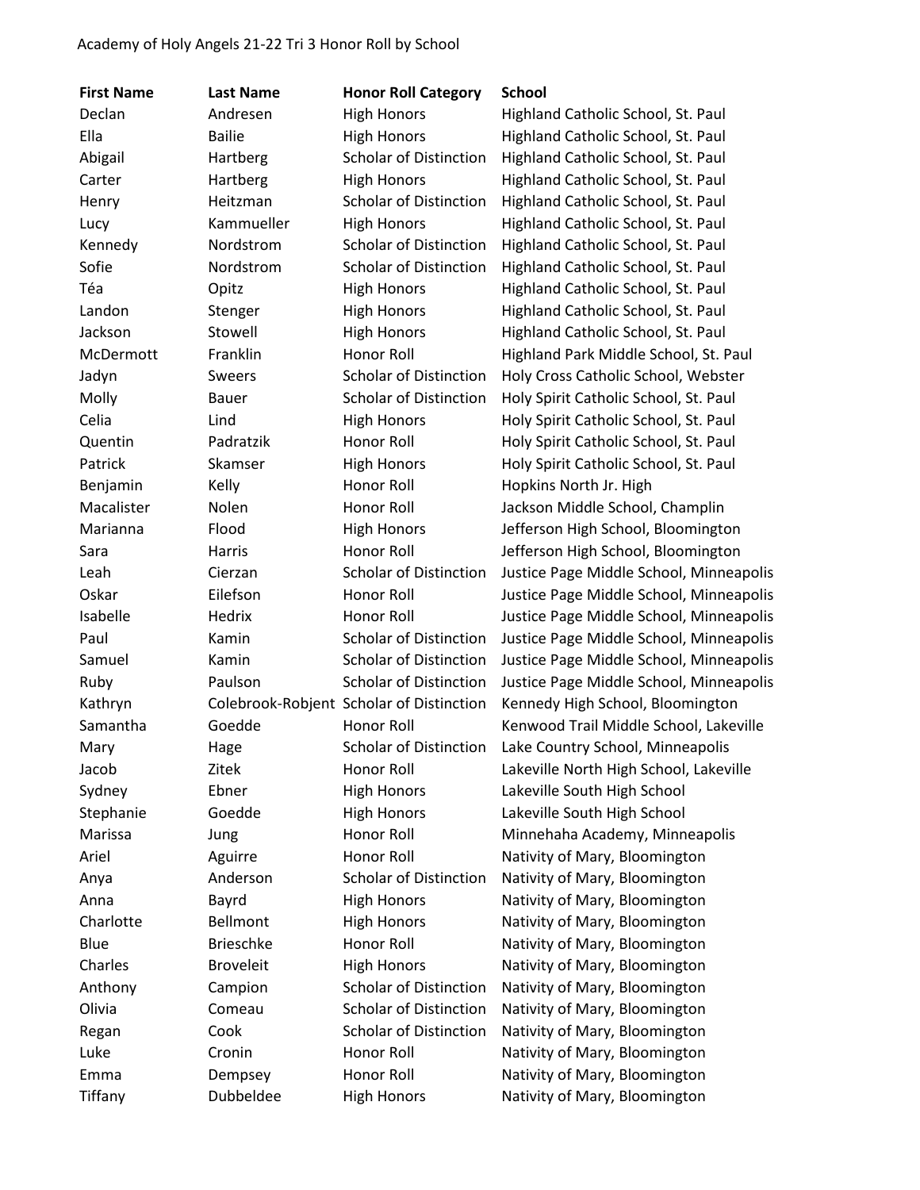Academy of Holy Angels 21-22 Tri 3 Honor Roll by School

| First Name | Last Name | Honor Roll Category | School |
|---|---|---|---|
| Declan | Andresen | High Honors | Highland Catholic School, St. Paul |
| Ella | Bailie | High Honors | Highland Catholic School, St. Paul |
| Abigail | Hartberg | Scholar of Distinction | Highland Catholic School, St. Paul |
| Carter | Hartberg | High Honors | Highland Catholic School, St. Paul |
| Henry | Heitzman | Scholar of Distinction | Highland Catholic School, St. Paul |
| Lucy | Kammueller | High Honors | Highland Catholic School, St. Paul |
| Kennedy | Nordstrom | Scholar of Distinction | Highland Catholic School, St. Paul |
| Sofie | Nordstrom | Scholar of Distinction | Highland Catholic School, St. Paul |
| Téa | Opitz | High Honors | Highland Catholic School, St. Paul |
| Landon | Stenger | High Honors | Highland Catholic School, St. Paul |
| Jackson | Stowell | High Honors | Highland Catholic School, St. Paul |
| McDermott | Franklin | Honor Roll | Highland Park Middle School, St. Paul |
| Jadyn | Sweers | Scholar of Distinction | Holy Cross Catholic School, Webster |
| Molly | Bauer | Scholar of Distinction | Holy Spirit Catholic School, St. Paul |
| Celia | Lind | High Honors | Holy Spirit Catholic School, St. Paul |
| Quentin | Padratzik | Honor Roll | Holy Spirit Catholic School, St. Paul |
| Patrick | Skamser | High Honors | Holy Spirit Catholic School, St. Paul |
| Benjamin | Kelly | Honor Roll | Hopkins North Jr. High |
| Macalister | Nolen | Honor Roll | Jackson Middle School, Champlin |
| Marianna | Flood | High Honors | Jefferson High School, Bloomington |
| Sara | Harris | Honor Roll | Jefferson High School, Bloomington |
| Leah | Cierzan | Scholar of Distinction | Justice Page Middle School, Minneapolis |
| Oskar | Eilefson | Honor Roll | Justice Page Middle School, Minneapolis |
| Isabelle | Hedrix | Honor Roll | Justice Page Middle School, Minneapolis |
| Paul | Kamin | Scholar of Distinction | Justice Page Middle School, Minneapolis |
| Samuel | Kamin | Scholar of Distinction | Justice Page Middle School, Minneapolis |
| Ruby | Paulson | Scholar of Distinction | Justice Page Middle School, Minneapolis |
| Kathryn | Colebrook-Robjent | Scholar of Distinction | Kennedy High School, Bloomington |
| Samantha | Goedde | Honor Roll | Kenwood Trail Middle School, Lakeville |
| Mary | Hage | Scholar of Distinction | Lake Country School, Minneapolis |
| Jacob | Zitek | Honor Roll | Lakeville North High School, Lakeville |
| Sydney | Ebner | High Honors | Lakeville South High School |
| Stephanie | Goedde | High Honors | Lakeville South High School |
| Marissa | Jung | Honor Roll | Minnehaha Academy, Minneapolis |
| Ariel | Aguirre | Honor Roll | Nativity of Mary, Bloomington |
| Anya | Anderson | Scholar of Distinction | Nativity of Mary, Bloomington |
| Anna | Bayrd | High Honors | Nativity of Mary, Bloomington |
| Charlotte | Bellmont | High Honors | Nativity of Mary, Bloomington |
| Blue | Brieschke | Honor Roll | Nativity of Mary, Bloomington |
| Charles | Broveleit | High Honors | Nativity of Mary, Bloomington |
| Anthony | Campion | Scholar of Distinction | Nativity of Mary, Bloomington |
| Olivia | Comeau | Scholar of Distinction | Nativity of Mary, Bloomington |
| Regan | Cook | Scholar of Distinction | Nativity of Mary, Bloomington |
| Luke | Cronin | Honor Roll | Nativity of Mary, Bloomington |
| Emma | Dempsey | Honor Roll | Nativity of Mary, Bloomington |
| Tiffany | Dubbeldee | High Honors | Nativity of Mary, Bloomington |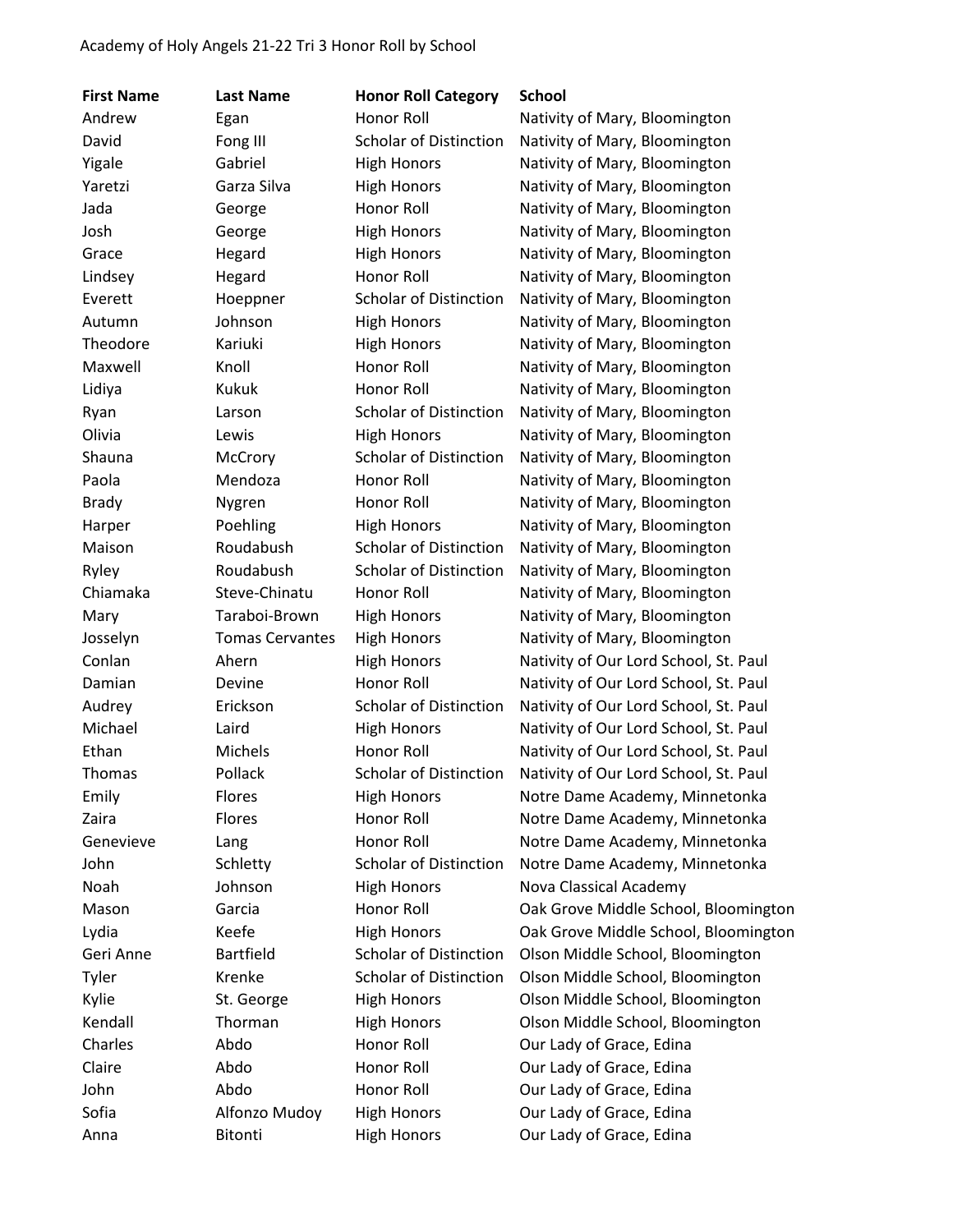| First Name | Last Name | Honor Roll Category | School |
| --- | --- | --- | --- |
| Andrew | Egan | Honor Roll | Nativity of Mary, Bloomington |
| David | Fong III | Scholar of Distinction | Nativity of Mary, Bloomington |
| Yigale | Gabriel | High Honors | Nativity of Mary, Bloomington |
| Yaretzi | Garza Silva | High Honors | Nativity of Mary, Bloomington |
| Jada | George | Honor Roll | Nativity of Mary, Bloomington |
| Josh | George | High Honors | Nativity of Mary, Bloomington |
| Grace | Hegard | High Honors | Nativity of Mary, Bloomington |
| Lindsey | Hegard | Honor Roll | Nativity of Mary, Bloomington |
| Everett | Hoeppner | Scholar of Distinction | Nativity of Mary, Bloomington |
| Autumn | Johnson | High Honors | Nativity of Mary, Bloomington |
| Theodore | Kariuki | High Honors | Nativity of Mary, Bloomington |
| Maxwell | Knoll | Honor Roll | Nativity of Mary, Bloomington |
| Lidiya | Kukuk | Honor Roll | Nativity of Mary, Bloomington |
| Ryan | Larson | Scholar of Distinction | Nativity of Mary, Bloomington |
| Olivia | Lewis | High Honors | Nativity of Mary, Bloomington |
| Shauna | McCrory | Scholar of Distinction | Nativity of Mary, Bloomington |
| Paola | Mendoza | Honor Roll | Nativity of Mary, Bloomington |
| Brady | Nygren | Honor Roll | Nativity of Mary, Bloomington |
| Harper | Poehling | High Honors | Nativity of Mary, Bloomington |
| Maison | Roudabush | Scholar of Distinction | Nativity of Mary, Bloomington |
| Ryley | Roudabush | Scholar of Distinction | Nativity of Mary, Bloomington |
| Chiamaka | Steve-Chinatu | Honor Roll | Nativity of Mary, Bloomington |
| Mary | Taraboi-Brown | High Honors | Nativity of Mary, Bloomington |
| Josselyn | Tomas Cervantes | High Honors | Nativity of Mary, Bloomington |
| Conlan | Ahern | High Honors | Nativity of Our Lord School, St. Paul |
| Damian | Devine | Honor Roll | Nativity of Our Lord School, St. Paul |
| Audrey | Erickson | Scholar of Distinction | Nativity of Our Lord School, St. Paul |
| Michael | Laird | High Honors | Nativity of Our Lord School, St. Paul |
| Ethan | Michels | Honor Roll | Nativity of Our Lord School, St. Paul |
| Thomas | Pollack | Scholar of Distinction | Nativity of Our Lord School, St. Paul |
| Emily | Flores | High Honors | Notre Dame Academy, Minnetonka |
| Zaira | Flores | Honor Roll | Notre Dame Academy, Minnetonka |
| Genevieve | Lang | Honor Roll | Notre Dame Academy, Minnetonka |
| John | Schletty | Scholar of Distinction | Notre Dame Academy, Minnetonka |
| Noah | Johnson | High Honors | Nova Classical Academy |
| Mason | Garcia | Honor Roll | Oak Grove Middle School, Bloomington |
| Lydia | Keefe | High Honors | Oak Grove Middle School, Bloomington |
| Geri Anne | Bartfield | Scholar of Distinction | Olson Middle School, Bloomington |
| Tyler | Krenke | Scholar of Distinction | Olson Middle School, Bloomington |
| Kylie | St. George | High Honors | Olson Middle School, Bloomington |
| Kendall | Thorman | High Honors | Olson Middle School, Bloomington |
| Charles | Abdo | Honor Roll | Our Lady of Grace, Edina |
| Claire | Abdo | Honor Roll | Our Lady of Grace, Edina |
| John | Abdo | Honor Roll | Our Lady of Grace, Edina |
| Sofia | Alfonzo Mudoy | High Honors | Our Lady of Grace, Edina |
| Anna | Bitonti | High Honors | Our Lady of Grace, Edina |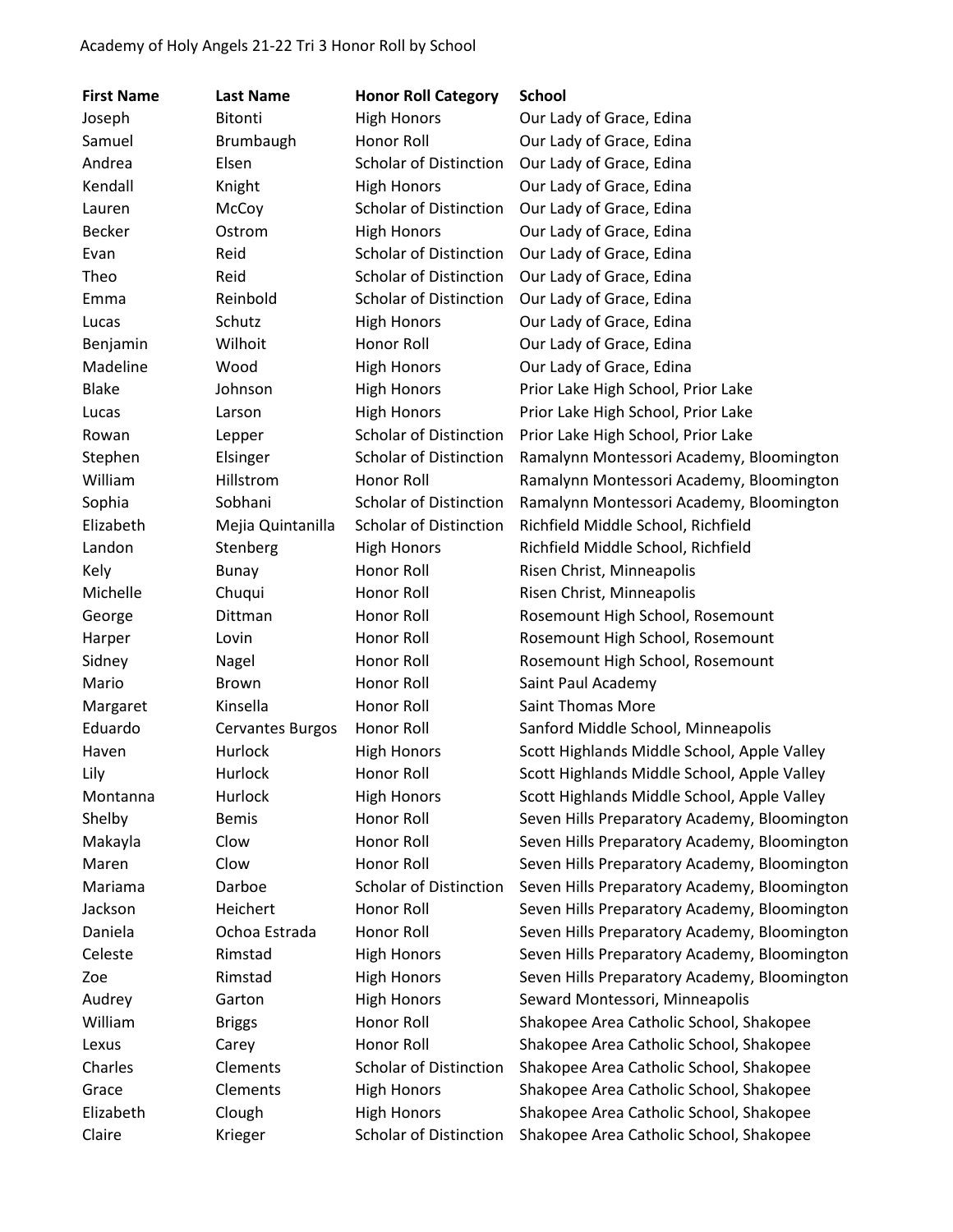Academy of Holy Angels 21-22 Tri 3 Honor Roll by School

| First Name | Last Name | Honor Roll Category | School |
|---|---|---|---|
| Joseph | Bitonti | High Honors | Our Lady of Grace, Edina |
| Samuel | Brumbaugh | Honor Roll | Our Lady of Grace, Edina |
| Andrea | Elsen | Scholar of Distinction | Our Lady of Grace, Edina |
| Kendall | Knight | High Honors | Our Lady of Grace, Edina |
| Lauren | McCoy | Scholar of Distinction | Our Lady of Grace, Edina |
| Becker | Ostrom | High Honors | Our Lady of Grace, Edina |
| Evan | Reid | Scholar of Distinction | Our Lady of Grace, Edina |
| Theo | Reid | Scholar of Distinction | Our Lady of Grace, Edina |
| Emma | Reinbold | Scholar of Distinction | Our Lady of Grace, Edina |
| Lucas | Schutz | High Honors | Our Lady of Grace, Edina |
| Benjamin | Wilhoit | Honor Roll | Our Lady of Grace, Edina |
| Madeline | Wood | High Honors | Our Lady of Grace, Edina |
| Blake | Johnson | High Honors | Prior Lake High School, Prior Lake |
| Lucas | Larson | High Honors | Prior Lake High School, Prior Lake |
| Rowan | Lepper | Scholar of Distinction | Prior Lake High School, Prior Lake |
| Stephen | Elsinger | Scholar of Distinction | Ramalynn Montessori Academy, Bloomington |
| William | Hillstrom | Honor Roll | Ramalynn Montessori Academy, Bloomington |
| Sophia | Sobhani | Scholar of Distinction | Ramalynn Montessori Academy, Bloomington |
| Elizabeth | Mejia Quintanilla | Scholar of Distinction | Richfield Middle School, Richfield |
| Landon | Stenberg | High Honors | Richfield Middle School, Richfield |
| Kely | Bunay | Honor Roll | Risen Christ, Minneapolis |
| Michelle | Chuqui | Honor Roll | Risen Christ, Minneapolis |
| George | Dittman | Honor Roll | Rosemount High School, Rosemount |
| Harper | Lovin | Honor Roll | Rosemount High School, Rosemount |
| Sidney | Nagel | Honor Roll | Rosemount High School, Rosemount |
| Mario | Brown | Honor Roll | Saint Paul Academy |
| Margaret | Kinsella | Honor Roll | Saint Thomas More |
| Eduardo | Cervantes Burgos | Honor Roll | Sanford Middle School, Minneapolis |
| Haven | Hurlock | High Honors | Scott Highlands Middle School, Apple Valley |
| Lily | Hurlock | Honor Roll | Scott Highlands Middle School, Apple Valley |
| Montanna | Hurlock | High Honors | Scott Highlands Middle School, Apple Valley |
| Shelby | Bemis | Honor Roll | Seven Hills Preparatory Academy, Bloomington |
| Makayla | Clow | Honor Roll | Seven Hills Preparatory Academy, Bloomington |
| Maren | Clow | Honor Roll | Seven Hills Preparatory Academy, Bloomington |
| Mariama | Darboe | Scholar of Distinction | Seven Hills Preparatory Academy, Bloomington |
| Jackson | Heichert | Honor Roll | Seven Hills Preparatory Academy, Bloomington |
| Daniela | Ochoa Estrada | Honor Roll | Seven Hills Preparatory Academy, Bloomington |
| Celeste | Rimstad | High Honors | Seven Hills Preparatory Academy, Bloomington |
| Zoe | Rimstad | High Honors | Seven Hills Preparatory Academy, Bloomington |
| Audrey | Garton | High Honors | Seward Montessori, Minneapolis |
| William | Briggs | Honor Roll | Shakopee Area Catholic School, Shakopee |
| Lexus | Carey | Honor Roll | Shakopee Area Catholic School, Shakopee |
| Charles | Clements | Scholar of Distinction | Shakopee Area Catholic School, Shakopee |
| Grace | Clements | High Honors | Shakopee Area Catholic School, Shakopee |
| Elizabeth | Clough | High Honors | Shakopee Area Catholic School, Shakopee |
| Claire | Krieger | Scholar of Distinction | Shakopee Area Catholic School, Shakopee |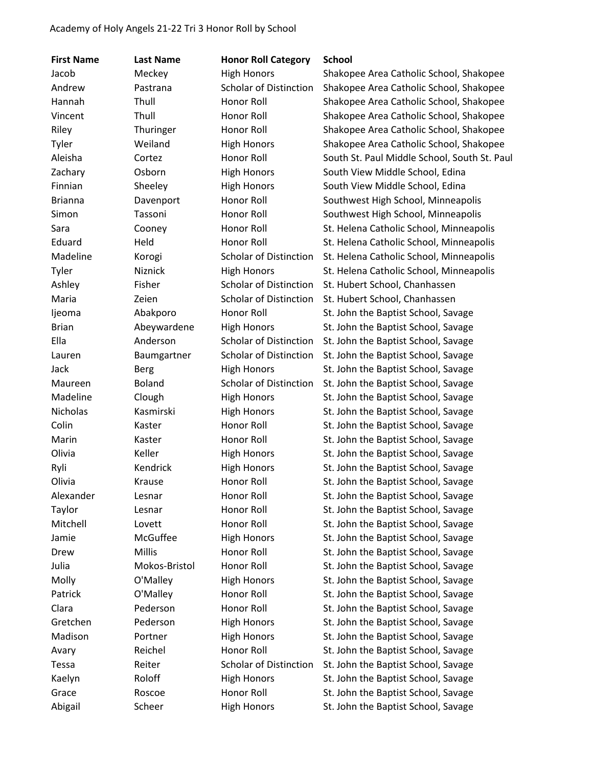Academy of Holy Angels 21-22 Tri 3 Honor Roll by School

| First Name | Last Name | Honor Roll Category | School |
|---|---|---|---|
| Jacob | Meckey | High Honors | Shakopee Area Catholic School, Shakopee |
| Andrew | Pastrana | Scholar of Distinction | Shakopee Area Catholic School, Shakopee |
| Hannah | Thull | Honor Roll | Shakopee Area Catholic School, Shakopee |
| Vincent | Thull | Honor Roll | Shakopee Area Catholic School, Shakopee |
| Riley | Thuringer | Honor Roll | Shakopee Area Catholic School, Shakopee |
| Tyler | Weiland | High Honors | Shakopee Area Catholic School, Shakopee |
| Aleisha | Cortez | Honor Roll | South St. Paul Middle School, South St. Paul |
| Zachary | Osborn | High Honors | South View Middle School, Edina |
| Finnian | Sheeley | High Honors | South View Middle School, Edina |
| Brianna | Davenport | Honor Roll | Southwest High School, Minneapolis |
| Simon | Tassoni | Honor Roll | Southwest High School, Minneapolis |
| Sara | Cooney | Honor Roll | St. Helena Catholic School, Minneapolis |
| Eduard | Held | Honor Roll | St. Helena Catholic School, Minneapolis |
| Madeline | Korogi | Scholar of Distinction | St. Helena Catholic School, Minneapolis |
| Tyler | Niznick | High Honors | St. Helena Catholic School, Minneapolis |
| Ashley | Fisher | Scholar of Distinction | St. Hubert School, Chanhassen |
| Maria | Zeien | Scholar of Distinction | St. Hubert School, Chanhassen |
| Ijeoma | Abakporo | Honor Roll | St. John the Baptist School, Savage |
| Brian | Abeywardene | High Honors | St. John the Baptist School, Savage |
| Ella | Anderson | Scholar of Distinction | St. John the Baptist School, Savage |
| Lauren | Baumgartner | Scholar of Distinction | St. John the Baptist School, Savage |
| Jack | Berg | High Honors | St. John the Baptist School, Savage |
| Maureen | Boland | Scholar of Distinction | St. John the Baptist School, Savage |
| Madeline | Clough | High Honors | St. John the Baptist School, Savage |
| Nicholas | Kasmirski | High Honors | St. John the Baptist School, Savage |
| Colin | Kaster | Honor Roll | St. John the Baptist School, Savage |
| Marin | Kaster | Honor Roll | St. John the Baptist School, Savage |
| Olivia | Keller | High Honors | St. John the Baptist School, Savage |
| Ryli | Kendrick | High Honors | St. John the Baptist School, Savage |
| Olivia | Krause | Honor Roll | St. John the Baptist School, Savage |
| Alexander | Lesnar | Honor Roll | St. John the Baptist School, Savage |
| Taylor | Lesnar | Honor Roll | St. John the Baptist School, Savage |
| Mitchell | Lovett | Honor Roll | St. John the Baptist School, Savage |
| Jamie | McGuffee | High Honors | St. John the Baptist School, Savage |
| Drew | Millis | Honor Roll | St. John the Baptist School, Savage |
| Julia | Mokos-Bristol | Honor Roll | St. John the Baptist School, Savage |
| Molly | O'Malley | High Honors | St. John the Baptist School, Savage |
| Patrick | O'Malley | Honor Roll | St. John the Baptist School, Savage |
| Clara | Pederson | Honor Roll | St. John the Baptist School, Savage |
| Gretchen | Pederson | High Honors | St. John the Baptist School, Savage |
| Madison | Portner | High Honors | St. John the Baptist School, Savage |
| Avary | Reichel | Honor Roll | St. John the Baptist School, Savage |
| Tessa | Reiter | Scholar of Distinction | St. John the Baptist School, Savage |
| Kaelyn | Roloff | High Honors | St. John the Baptist School, Savage |
| Grace | Roscoe | Honor Roll | St. John the Baptist School, Savage |
| Abigail | Scheer | High Honors | St. John the Baptist School, Savage |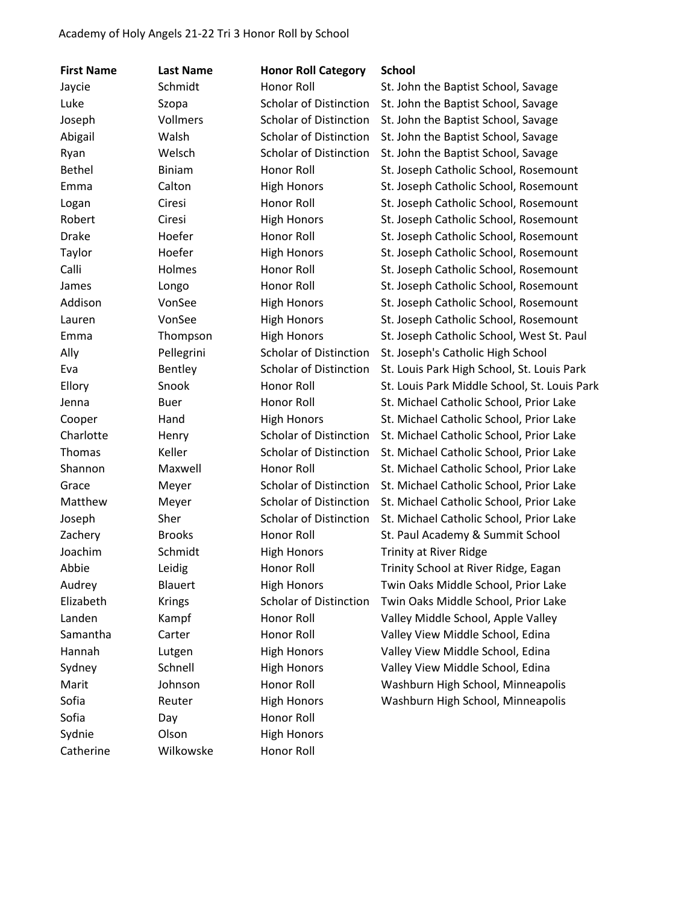Academy of Holy Angels 21-22 Tri 3 Honor Roll by School

| First Name | Last Name | Honor Roll Category | School |
|---|---|---|---|
| Jaycie | Schmidt | Honor Roll | St. John the Baptist School, Savage |
| Luke | Szopa | Scholar of Distinction | St. John the Baptist School, Savage |
| Joseph | Vollmers | Scholar of Distinction | St. John the Baptist School, Savage |
| Abigail | Walsh | Scholar of Distinction | St. John the Baptist School, Savage |
| Ryan | Welsch | Scholar of Distinction | St. John the Baptist School, Savage |
| Bethel | Biniam | Honor Roll | St. Joseph Catholic School, Rosemount |
| Emma | Calton | High Honors | St. Joseph Catholic School, Rosemount |
| Logan | Ciresi | Honor Roll | St. Joseph Catholic School, Rosemount |
| Robert | Ciresi | High Honors | St. Joseph Catholic School, Rosemount |
| Drake | Hoefer | Honor Roll | St. Joseph Catholic School, Rosemount |
| Taylor | Hoefer | High Honors | St. Joseph Catholic School, Rosemount |
| Calli | Holmes | Honor Roll | St. Joseph Catholic School, Rosemount |
| James | Longo | Honor Roll | St. Joseph Catholic School, Rosemount |
| Addison | VonSee | High Honors | St. Joseph Catholic School, Rosemount |
| Lauren | VonSee | High Honors | St. Joseph Catholic School, Rosemount |
| Emma | Thompson | High Honors | St. Joseph Catholic School, West St. Paul |
| Ally | Pellegrini | Scholar of Distinction | St. Joseph's Catholic High School |
| Eva | Bentley | Scholar of Distinction | St. Louis Park High School, St. Louis Park |
| Ellory | Snook | Honor Roll | St. Louis Park Middle School, St. Louis Park |
| Jenna | Buer | Honor Roll | St. Michael Catholic School, Prior Lake |
| Cooper | Hand | High Honors | St. Michael Catholic School, Prior Lake |
| Charlotte | Henry | Scholar of Distinction | St. Michael Catholic School, Prior Lake |
| Thomas | Keller | Scholar of Distinction | St. Michael Catholic School, Prior Lake |
| Shannon | Maxwell | Honor Roll | St. Michael Catholic School, Prior Lake |
| Grace | Meyer | Scholar of Distinction | St. Michael Catholic School, Prior Lake |
| Matthew | Meyer | Scholar of Distinction | St. Michael Catholic School, Prior Lake |
| Joseph | Sher | Scholar of Distinction | St. Michael Catholic School, Prior Lake |
| Zachery | Brooks | Honor Roll | St. Paul Academy & Summit School |
| Joachim | Schmidt | High Honors | Trinity at River Ridge |
| Abbie | Leidig | Honor Roll | Trinity School at River Ridge, Eagan |
| Audrey | Blauert | High Honors | Twin Oaks Middle School, Prior Lake |
| Elizabeth | Krings | Scholar of Distinction | Twin Oaks Middle School, Prior Lake |
| Landen | Kampf | Honor Roll | Valley Middle School, Apple Valley |
| Samantha | Carter | Honor Roll | Valley View Middle School, Edina |
| Hannah | Lutgen | High Honors | Valley View Middle School, Edina |
| Sydney | Schnell | High Honors | Valley View Middle School, Edina |
| Marit | Johnson | Honor Roll | Washburn High School, Minneapolis |
| Sofia | Reuter | High Honors | Washburn High School, Minneapolis |
| Sofia | Day | Honor Roll | |
| Sydnie | Olson | High Honors | |
| Catherine | Wilkowske | Honor Roll | |